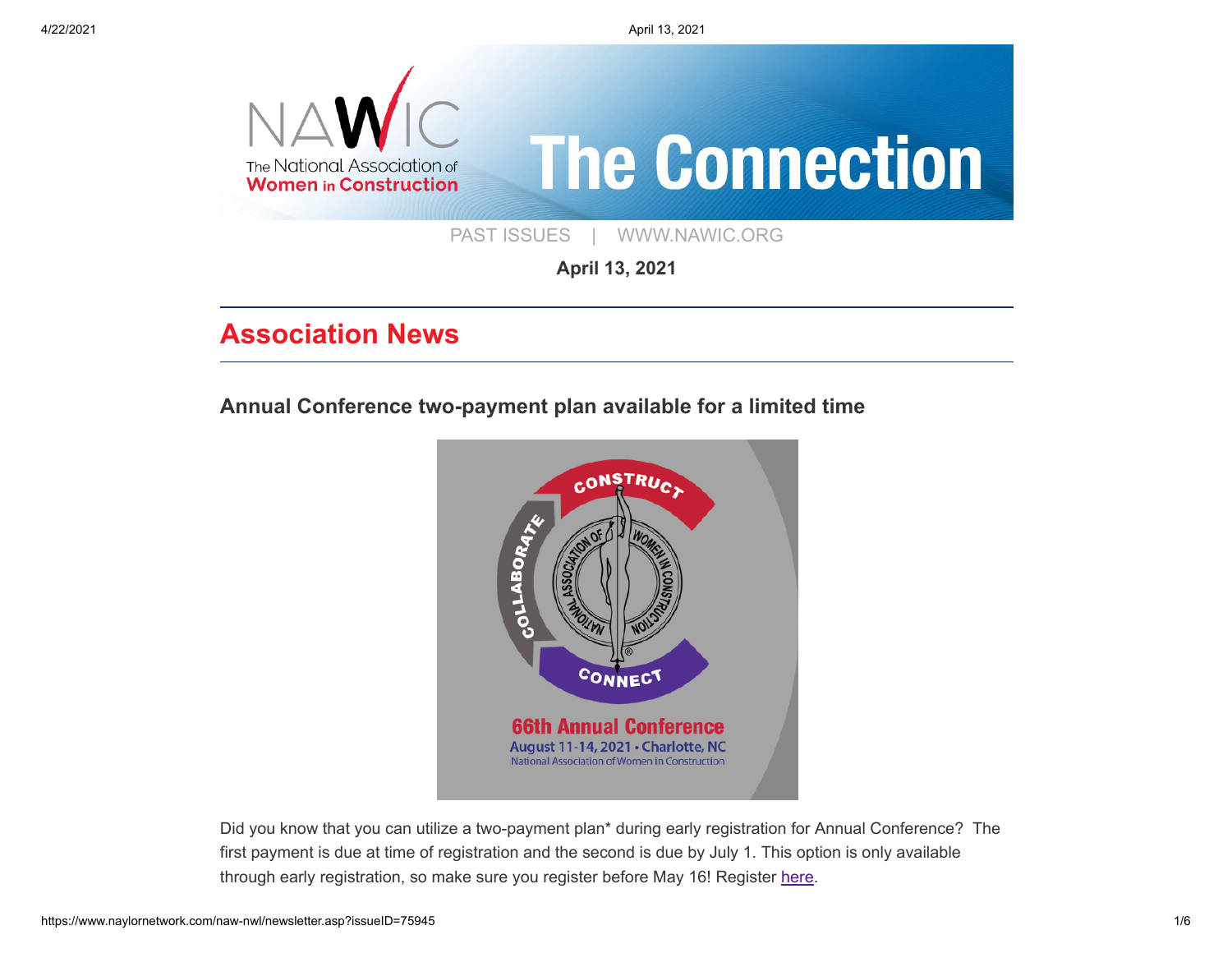# The Connection

PAST ISSUES | WWW.NAWIC.ORG

**April 13, 2021**

## Association News

### Annual Conference two-payment plan available for a limited time

Did you know that you can utilize a two-payment plan* during early registration for Annual Conference? The first payment is due at time of registration and the second is due by July 1. This option is only available through early registration, so make sure you register before May 16! Register here.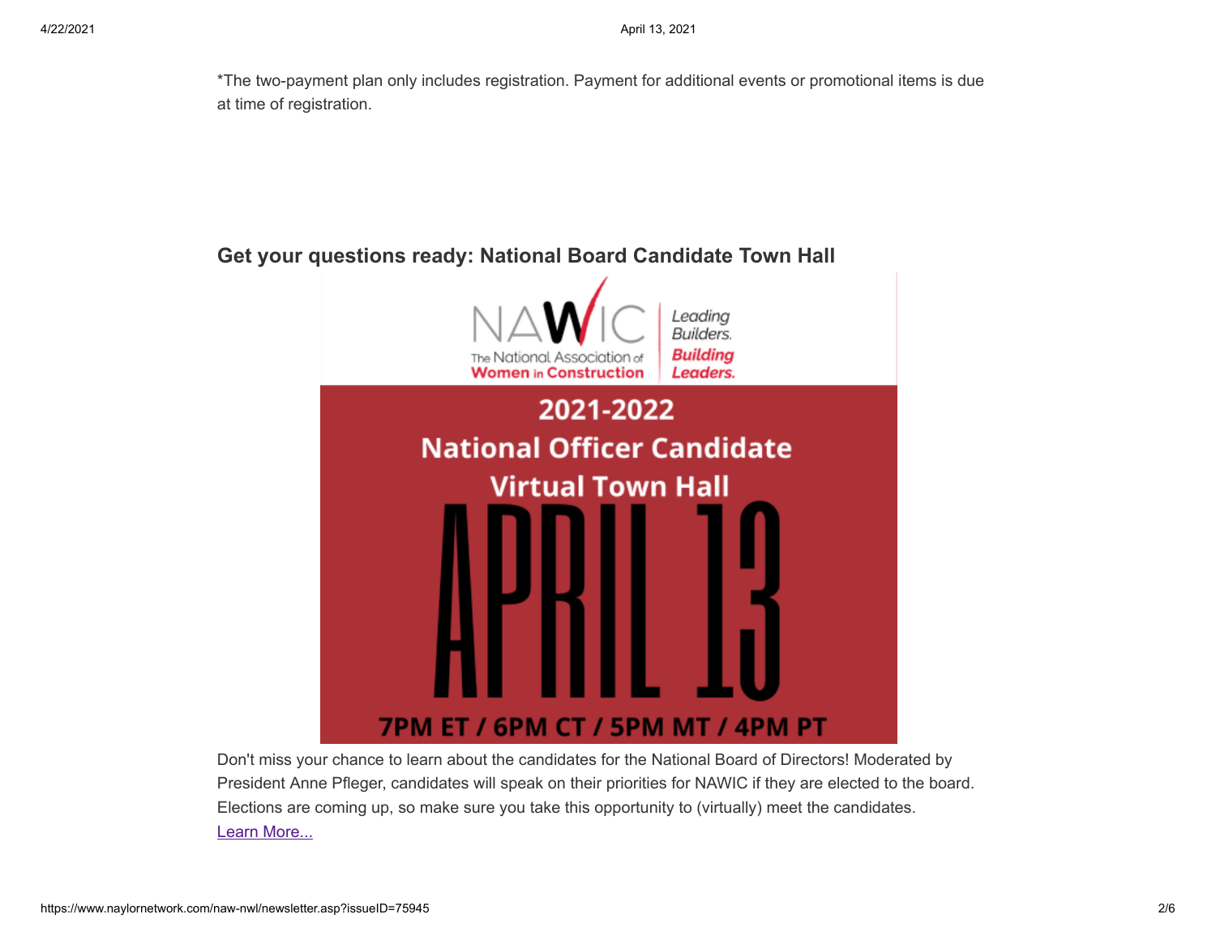*The two-payment plan only includes registration. Payment for additional events or promotional items is due at time of registration.

## Get your questions ready: National Board Candidate Town Hall

NAWIC The National Association of Women in Construction | Leading Builders. Building Leaders.

2021-2022

National Officer Candidate

Virtual Town Hall

APRIL 13

7PM ET / 6PM CT / 5PM MT / 4PM PT

Don't miss your chance to learn about the candidates for the National Board of Directors! Moderated by President Anne Pfleger, candidates will speak on their priorities for NAWIC if they are elected to the board. Elections are coming up, so make sure you take this opportunity to (virtually) meet the candidates. Learn More...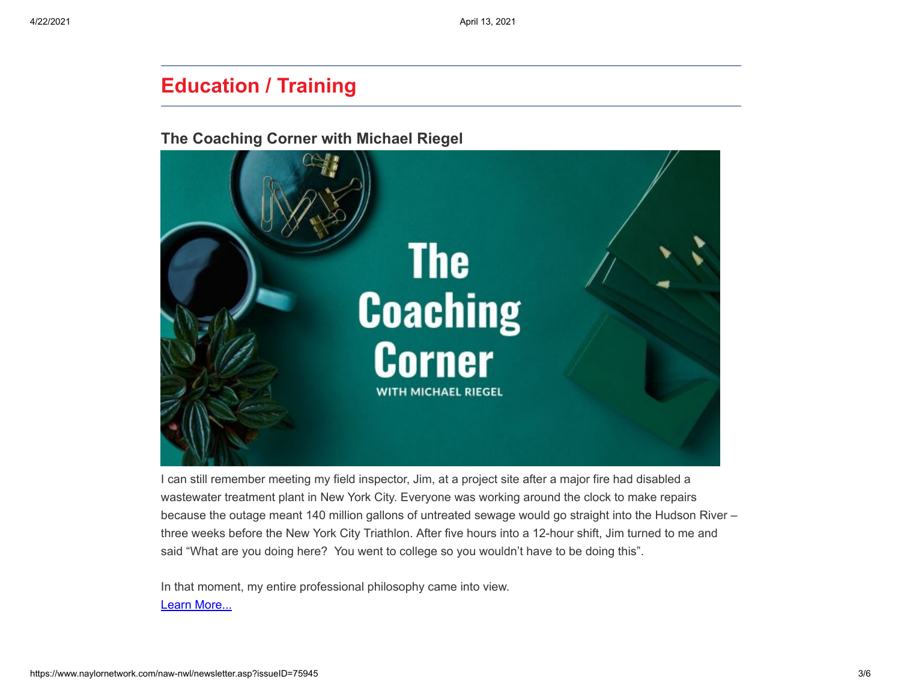# Education / Training

### The Coaching Corner with Michael Riegel

I can still remember meeting my field inspector, Jim, at a project site after a major fire had disabled a wastewater treatment plant in New York City. Everyone was working around the clock to make repairs because the outage meant 140 million gallons of untreated sewage would go straight into the Hudson River – three weeks before the New York City Triathlon. After five hours into a 12-hour shift, Jim turned to me and said “What are you doing here?  You went to college so you wouldn’t have to be doing this”.

In that moment, my entire professional philosophy came into view.
Learn More...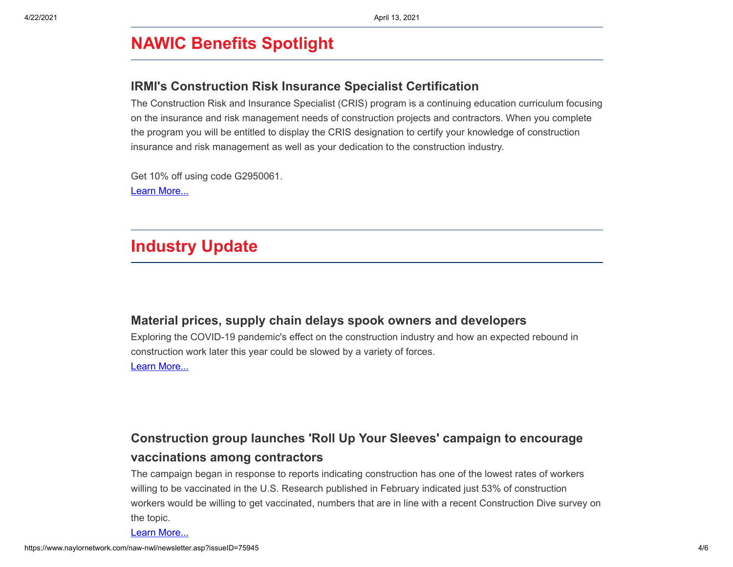## NAWIC Benefits Spotlight

### IRMI's Construction Risk Insurance Specialist Certification

The Construction Risk and Insurance Specialist (CRIS) program is a continuing education curriculum focusing on the insurance and risk management needs of construction projects and contractors. When you complete the program you will be entitled to display the CRIS designation to certify your knowledge of construction insurance and risk management as well as your dedication to the construction industry.

Get 10% off using code G2950061.
Learn More...

## Industry Update

### Material prices, supply chain delays spook owners and developers

Exploring the COVID-19 pandemic's effect on the construction industry and how an expected rebound in construction work later this year could be slowed by a variety of forces.
Learn More...

### Construction group launches 'Roll Up Your Sleeves' campaign to encourage vaccinations among contractors

The campaign began in response to reports indicating construction has one of the lowest rates of workers willing to be vaccinated in the U.S. Research published in February indicated just 53% of construction workers would be willing to get vaccinated, numbers that are in line with a recent Construction Dive survey on the topic.
Learn More...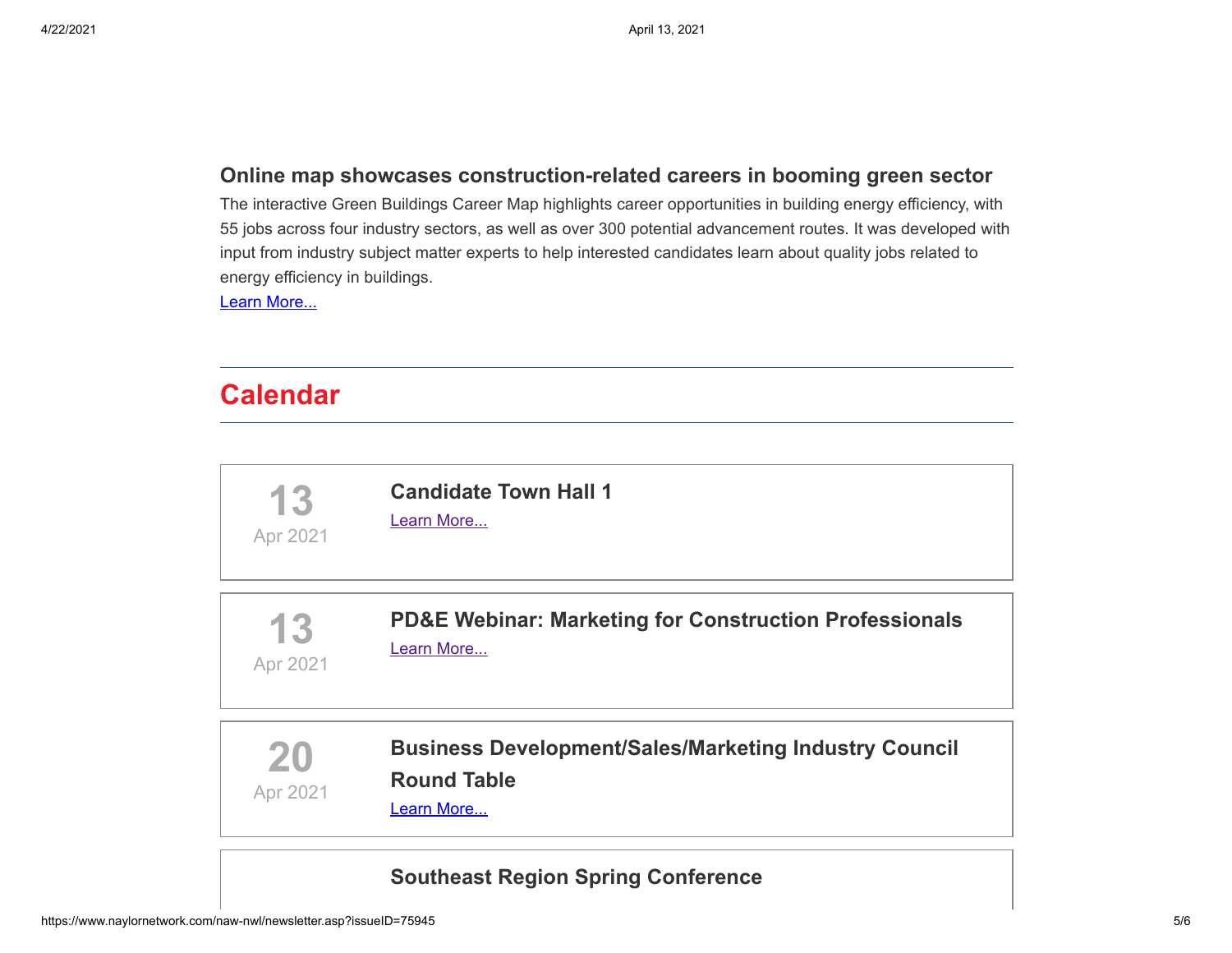### Online map showcases construction-related careers in booming green sector

The interactive Green Buildings Career Map highlights career opportunities in building energy efficiency, with 55 jobs across four industry sectors, as well as over 300 potential advancement routes. It was developed with input from industry subject matter experts to help interested candidates learn about quality jobs related to energy efficiency in buildings.

Learn More...

## Calendar

**13**
Apr 2021

### Candidate Town Hall 1

Learn More...

**13**
Apr 2021

### PD&E Webinar: Marketing for Construction Professionals

Learn More...

**20**
Apr 2021

### Business Development/Sales/Marketing Industry Council Round Table

Learn More...

### Southeast Region Spring Conference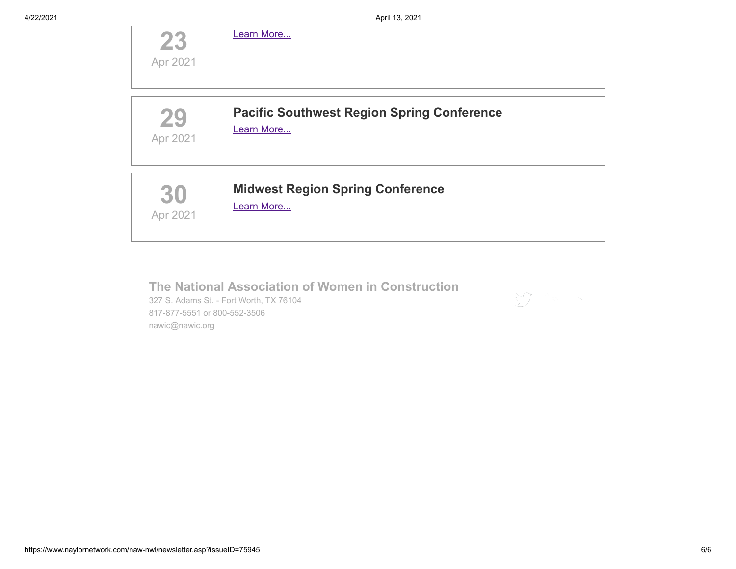23
Apr 2021

Learn More...

29
Apr 2021

### Pacific Southwest Region Spring Conference

Learn More...

30
Apr 2021

### Midwest Region Spring Conference

Learn More...

**The National Association of Women in Construction**
327 S. Adams St. - Fort Worth, TX 76104
817-877-5551 or 800-552-3506
nawic@nawic.org